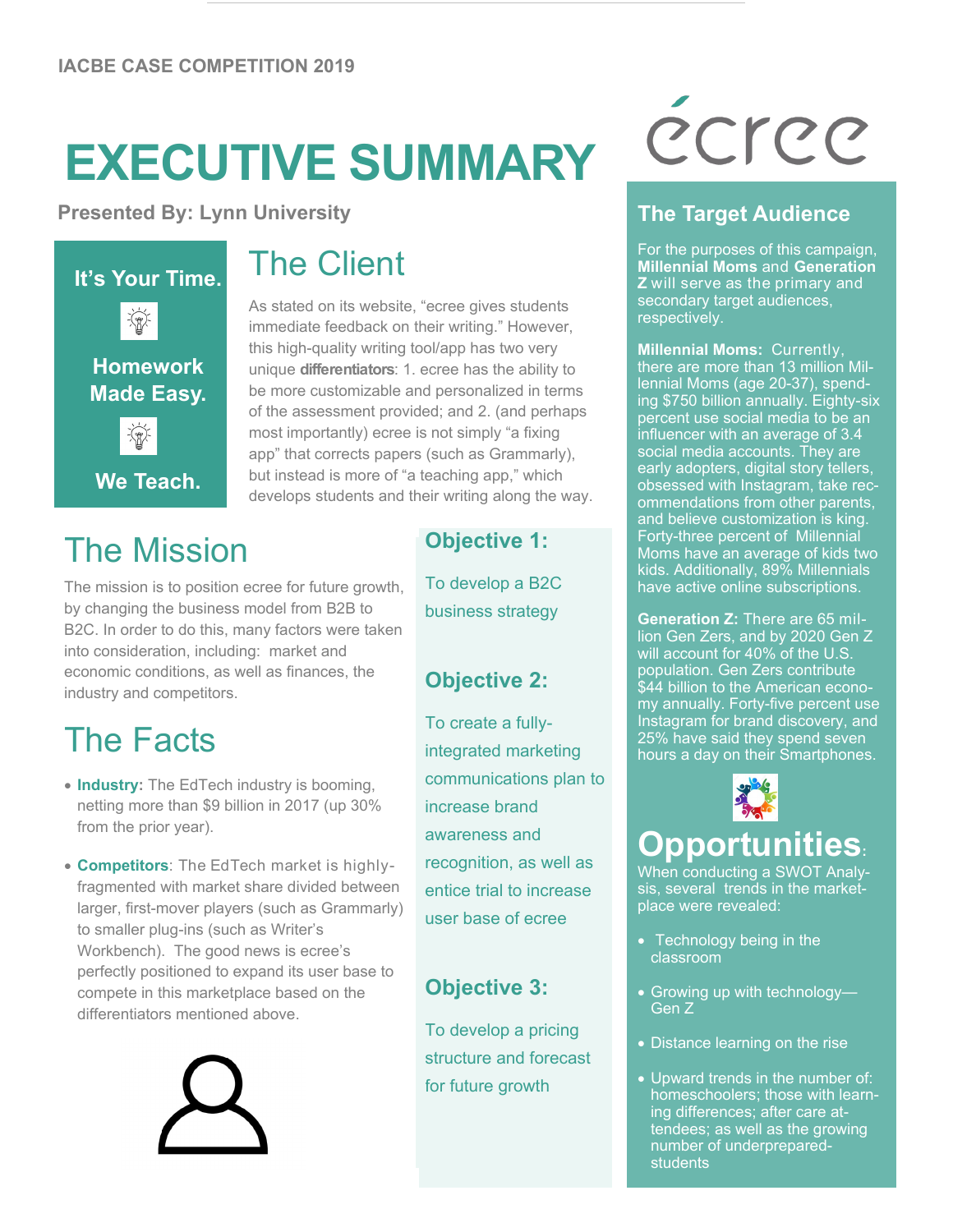IACBE CASE COMPETITION 2019

# EXECUTIVE SUMMARY

ecree

**Presented By: Lynn University**

**It's Your Time.**

**Homework Made Easy.**

**We Teach.**

## The Client

As stated on its website, "ecree gives students immediate feedback on their writing." However, this high-quality writing tool/app has two very unique **differentiators**: 1. ecree has the ability to be more customizable and personalized in terms of the assessment provided; and 2. (and perhaps most importantly) ecree is not simply "a fixing app" that corrects papers (such as Grammarly), but instead is more of "a teaching app," which develops students and their writing along the way.

## The Mission

The mission is to position ecree for future growth, by changing the business model from B2B to B2C. In order to do this, many factors were taken into consideration, including: market and economic conditions, as well as finances, the industry and competitors.

## The Facts

- **Industry:** The EdTech industry is booming, netting more than $9 billion in 2017 (up 30% from the prior year).
- **Competitors**: The EdTech market is highly-fragmented with market share divided between larger, first-mover players (such as Grammarly) to smaller plug-ins (such as Writer's Workbench). The good news is ecree's perfectly positioned to expand its user base to compete in this marketplace based on the differentiators mentioned above.

### Objective 1:

To develop a B2C business strategy

### Objective 2:

To create a fully-integrated marketing communications plan to increase brand awareness and recognition, as well as entice trial to increase user base of ecree

### Objective 3:

To develop a pricing structure and forecast for future growth

## The Target Audience

For the purposes of this campaign, **Millennial Moms** and **Generation Z** will serve as the primary and secondary target audiences, respectively.

**Millennial Moms:** Currently, there are more than 13 million Millennial Moms (age 20-37), spending $750 billion annually. Eighty-six percent use social media to be an influencer with an average of 3.4 social media accounts. They are early adopters, digital story tellers, obsessed with Instagram, take recommendations from other parents, and believe customization is king. Forty-three percent of Millennial Moms have an average of kids two kids. Additionally, 89% Millennials have active online subscriptions.

**Generation Z:** There are 65 million Gen Zers, and by 2020 Gen Z will account for 40% of the U.S. population. Gen Zers contribute $44 billion to the American economy annually. Forty-five percent use Instagram for brand discovery, and 25% have said they spend seven hours a day on their Smartphones.

## Opportunities:

When conducting a SWOT Analysis, several trends in the marketplace were revealed:

- Technology being in the classroom
- Growing up with technology—Gen Z
- Distance learning on the rise
- Upward trends in the number of: homeschoolers; those with learning differences; after care attendees; as well as the growing number of underprepared-students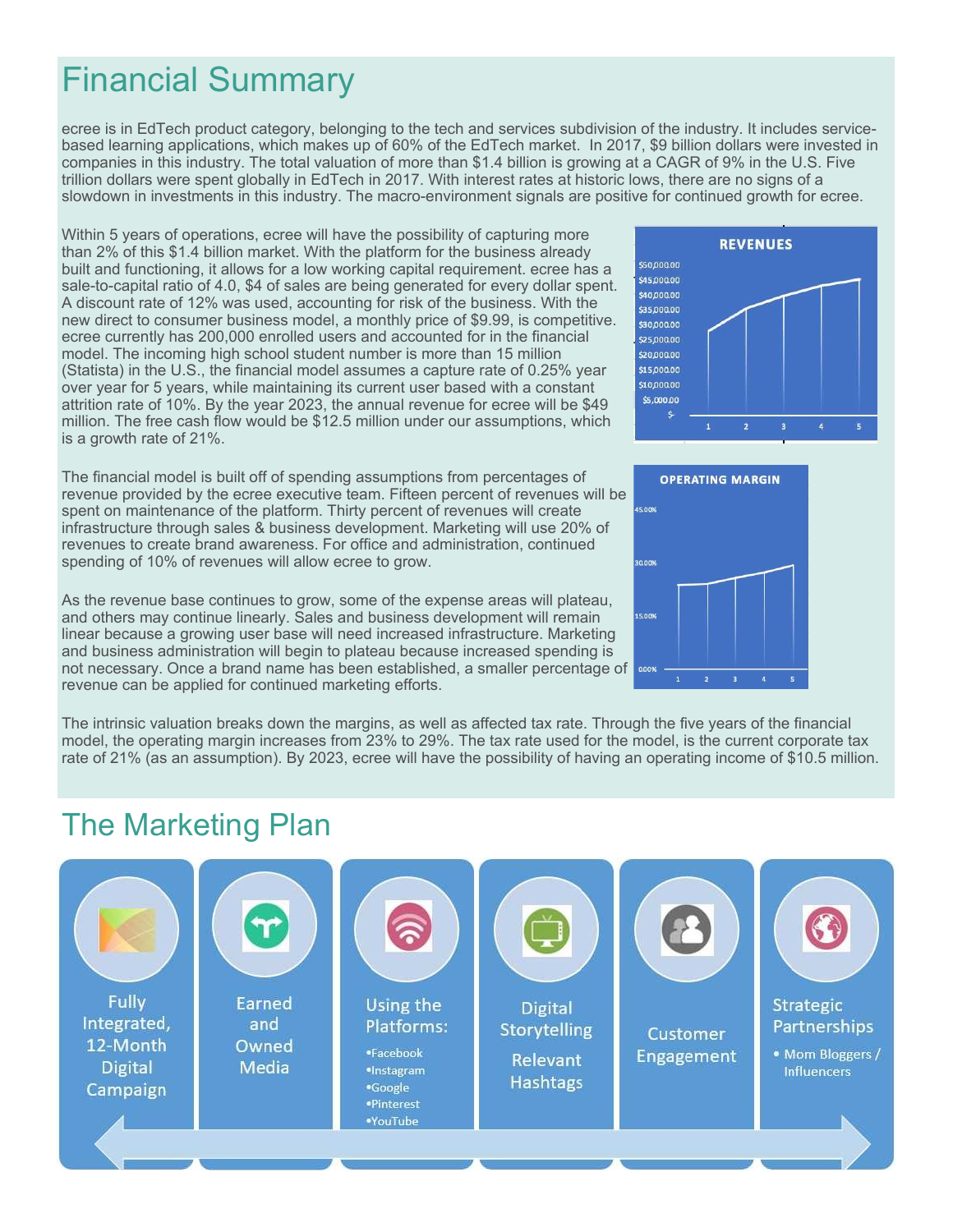# Financial Summary

ecree is in EdTech product category, belonging to the tech and services subdivision of the industry. It includes service-based learning applications, which makes up of 60% of the EdTech market. In 2017, $9 billion dollars were invested in companies in this industry. The total valuation of more than $1.4 billion is growing at a CAGR of 9% in the U.S. Five trillion dollars were spent globally in EdTech in 2017. With interest rates at historic lows, there are no signs of a slowdown in investments in this industry. The macro-environment signals are positive for continued growth for ecree.

Within 5 years of operations, ecree will have the possibility of capturing more than 2% of this $1.4 billion market. With the platform for the business already built and functioning, it allows for a low working capital requirement. ecree has a sale-to-capital ratio of 4.0, $4 of sales are being generated for every dollar spent. A discount rate of 12% was used, accounting for risk of the business. With the new direct to consumer business model, a monthly price of $9.99, is competitive. ecree currently has 200,000 enrolled users and accounted for in the financial model. The incoming high school student number is more than 15 million (Statista) in the U.S., the financial model assumes a capture rate of 0.25% year over year for 5 years, while maintaining its current user based with a constant attrition rate of 10%. By the year 2023, the annual revenue for ecree will be $49 million. The free cash flow would be $12.5 million under our assumptions, which is a growth rate of 21%.

REVENUES

$50,000.00
$45,000.00
$40,000.00
$35,000.00
$30,000.00
$25,000.00
$20,000.00
$15,000.00
$10,000.00
$5,000.00
$-

1 2 3 4 5

The financial model is built off of spending assumptions from percentages of revenue provided by the ecree executive team. Fifteen percent of revenues will be spent on maintenance of the platform. Thirty percent of revenues will create infrastructure through sales & business development. Marketing will use 20% of revenues to create brand awareness. For office and administration, continued spending of 10% of revenues will allow ecree to grow.

As the revenue base continues to grow, some of the expense areas will plateau, and others may continue linearly. Sales and business development will remain linear because a growing user base will need increased infrastructure. Marketing and business administration will begin to plateau because increased spending is not necessary. Once a brand name has been established, a smaller percentage of revenue can be applied for continued marketing efforts.

OPERATING MARGIN

45.00%
30.00%
15.00%
0.00%

1 2 3 4 5

The intrinsic valuation breaks down the margins, as well as affected tax rate. Through the five years of the financial model, the operating margin increases from 23% to 29%. The tax rate used for the model, is the current corporate tax rate of 21% (as an assumption). By 2023, ecree will have the possibility of having an operating income of $10.5 million.

# The Marketing Plan

- Fully Integrated, 12-Month Digital Campaign
- Earned and Owned Media
- Using the Platforms:
  - Facebook
  - Instagram
  - Google
  - Pinterest
  - YouTube
- Digital Storytelling
  Relevant Hashtags
- Customer Engagement
- Strategic Partnerships
  - Mom Bloggers / Influencers